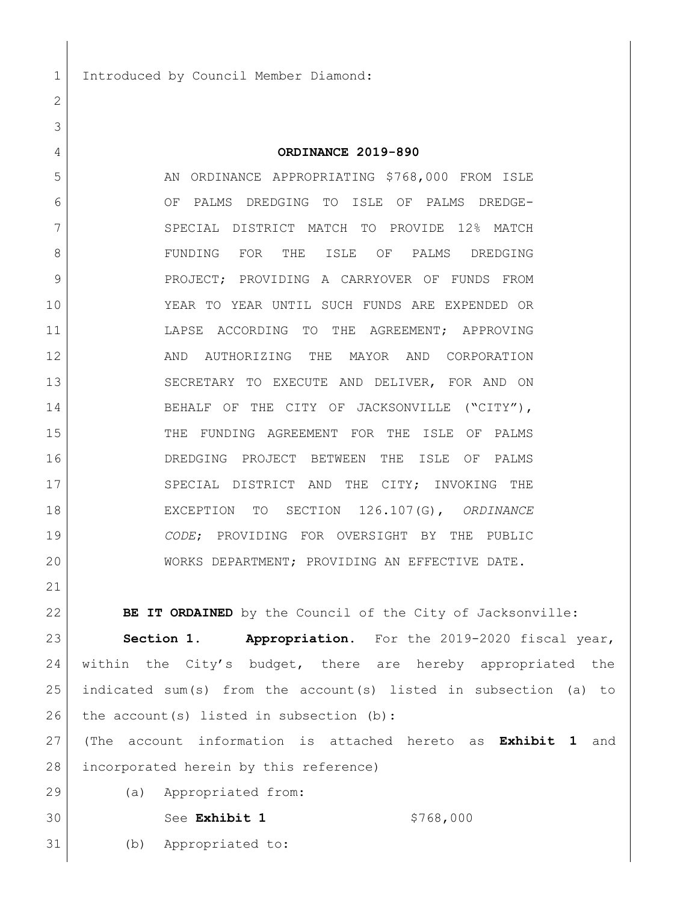Introduced by Council Member Diamond:

## ORDINANCE 2019-890

AN ORDINANCE APPROPRIATING $768,000 FROM ISLE OF PALMS DREDGING TO ISLE OF PALMS DREDGE-SPECIAL DISTRICT MATCH TO PROVIDE 12% MATCH FUNDING FOR THE ISLE OF PALMS DREDGING PROJECT; PROVIDING A CARRYOVER OF FUNDS FROM YEAR TO YEAR UNTIL SUCH FUNDS ARE EXPENDED OR LAPSE ACCORDING TO THE AGREEMENT; APPROVING AND AUTHORIZING THE MAYOR AND CORPORATION SECRETARY TO EXECUTE AND DELIVER, FOR AND ON BEHALF OF THE CITY OF JACKSONVILLE ("CITY"), THE FUNDING AGREEMENT FOR THE ISLE OF PALMS DREDGING PROJECT BETWEEN THE ISLE OF PALMS SPECIAL DISTRICT AND THE CITY; INVOKING THE EXCEPTION TO SECTION 126.107(G), *ORDINANCE CODE*; PROVIDING FOR OVERSIGHT BY THE PUBLIC WORKS DEPARTMENT; PROVIDING AN EFFECTIVE DATE.

**BE IT ORDAINED** by the Council of the City of Jacksonville:

**Section 1. Appropriation.** For the 2019-2020 fiscal year, within the City's budget, there are hereby appropriated the indicated sum(s) from the account(s) listed in subsection (a) to the account(s) listed in subsection (b):

(The account information is attached hereto as **Exhibit 1** and incorporated herein by this reference)

(a) Appropriated from:

See **Exhibit 1** $768,000

(b) Appropriated to: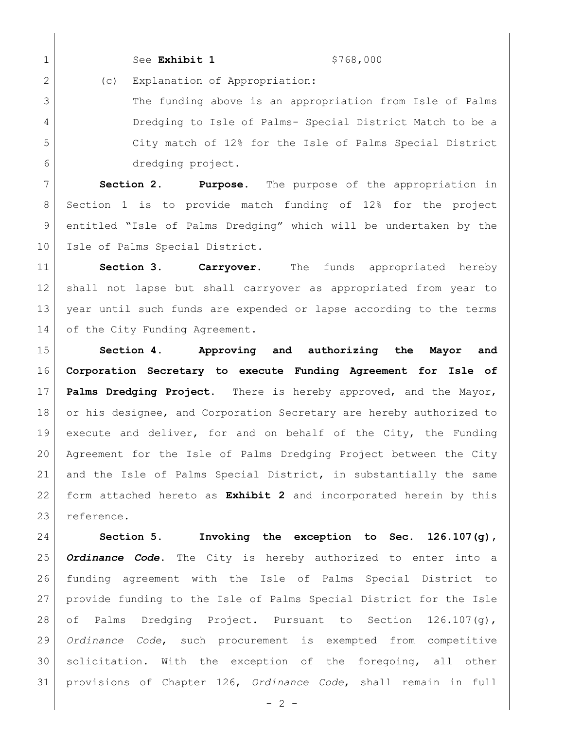See **Exhibit 1** $768,000

(c) Explanation of Appropriation:

The funding above is an appropriation from Isle of Palms Dredging to Isle of Palms- Special District Match to be a City match of 12% for the Isle of Palms Special District dredging project.

**Section 2. Purpose.** The purpose of the appropriation in Section 1 is to provide match funding of 12% for the project entitled "Isle of Palms Dredging" which will be undertaken by the Isle of Palms Special District.

**Section 3. Carryover.** The funds appropriated hereby shall not lapse but shall carryover as appropriated from year to year until such funds are expended or lapse according to the terms of the City Funding Agreement.

**Section 4. Approving and authorizing the Mayor and Corporation Secretary to execute Funding Agreement for Isle of Palms Dredging Project.** There is hereby approved, and the Mayor, or his designee, and Corporation Secretary are hereby authorized to execute and deliver, for and on behalf of the City, the Funding Agreement for the Isle of Palms Dredging Project between the City and the Isle of Palms Special District, in substantially the same form attached hereto as **Exhibit 2** and incorporated herein by this reference.

**Section 5. Invoking the exception to Sec. 126.107(g), *Ordinance Code*.** The City is hereby authorized to enter into a funding agreement with the Isle of Palms Special District to provide funding to the Isle of Palms Special District for the Isle of Palms Dredging Project. Pursuant to Section 126.107(g), *Ordinance Code*, such procurement is exempted from competitive solicitation. With the exception of the foregoing, all other provisions of Chapter 126, *Ordinance Code*, shall remain in full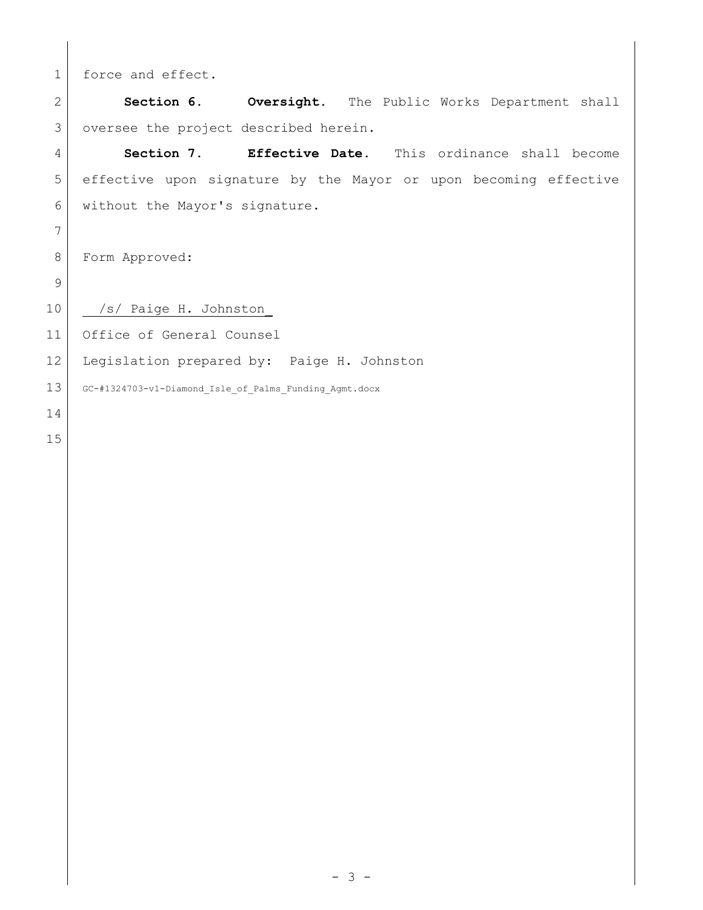force and effect.

**Section 6. Oversight.** The Public Works Department shall oversee the project described herein.

**Section 7. Effective Date.** This ordinance shall become effective upon signature by the Mayor or upon becoming effective without the Mayor's signature.

Form Approved:

/s/ Paige H. Johnston

Office of General Counsel

Legislation prepared by: Paige H. Johnston

GC-#1324703-v1-Diamond_Isle_of_Palms_Funding_Agmt.docx